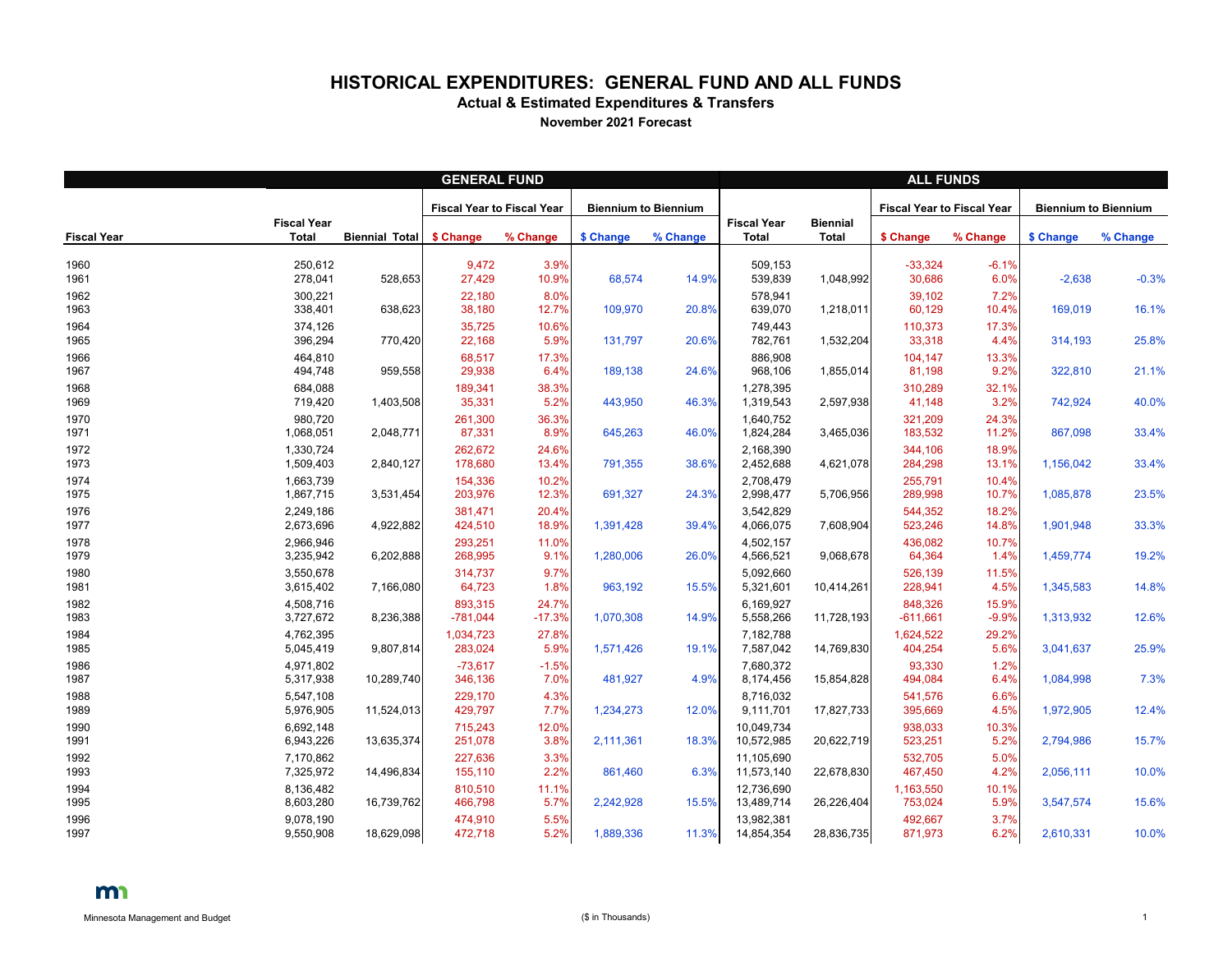# HISTORICAL EXPENDITURES: GENERAL FUND AND ALL FUNDS

**Actual & Estimated Expenditures & Transfers**

**November 2021 Forecast**

| | GENERAL FUND | | | | | | ALL FUNDS | | | | | |
|---|---|---|---|---|---|---|---|---|---|---|---|---|
| | | | Fiscal Year to Fiscal Year | | Biennium to Biennium | | | | Fiscal Year to Fiscal Year | | Biennium to Biennium | |
| Fiscal Year | Fiscal Year Total | Biennial Total | $ Change | % Change | $ Change | % Change | Fiscal Year Total | Biennial Total | $ Change | % Change | $ Change | % Change |
| 1960 | 250,612 | | 9,472 | 3.9% | | | 509,153 | | -33,324 | -6.1% | | |
| 1961 | 278,041 | 528,653 | 27,429 | 10.9% | 68,574 | 14.9% | 539,839 | 1,048,992 | 30,686 | 6.0% | -2,638 | -0.3% |
| 1962 | 300,221 | | 22,180 | 8.0% | | | 578,941 | | 39,102 | 7.2% | | |
| 1963 | 338,401 | 638,623 | 38,180 | 12.7% | 109,970 | 20.8% | 639,070 | 1,218,011 | 60,129 | 10.4% | 169,019 | 16.1% |
| 1964 | 374,126 | | 35,725 | 10.6% | | | 749,443 | | 110,373 | 17.3% | | |
| 1965 | 396,294 | 770,420 | 22,168 | 5.9% | 131,797 | 20.6% | 782,761 | 1,532,204 | 33,318 | 4.4% | 314,193 | 25.8% |
| 1966 | 464,810 | | 68,517 | 17.3% | | | 886,908 | | 104,147 | 13.3% | | |
| 1967 | 494,748 | 959,558 | 29,938 | 6.4% | 189,138 | 24.6% | 968,106 | 1,855,014 | 81,198 | 9.2% | 322,810 | 21.1% |
| 1968 | 684,088 | | 189,341 | 38.3% | | | 1,278,395 | | 310,289 | 32.1% | | |
| 1969 | 719,420 | 1,403,508 | 35,331 | 5.2% | 443,950 | 46.3% | 1,319,543 | 2,597,938 | 41,148 | 3.2% | 742,924 | 40.0% |
| 1970 | 980,720 | | 261,300 | 36.3% | | | 1,640,752 | | 321,209 | 24.3% | | |
| 1971 | 1,068,051 | 2,048,771 | 87,331 | 8.9% | 645,263 | 46.0% | 1,824,284 | 3,465,036 | 183,532 | 11.2% | 867,098 | 33.4% |
| 1972 | 1,330,724 | | 262,672 | 24.6% | | | 2,168,390 | | 344,106 | 18.9% | | |
| 1973 | 1,509,403 | 2,840,127 | 178,680 | 13.4% | 791,355 | 38.6% | 2,452,688 | 4,621,078 | 284,298 | 13.1% | 1,156,042 | 33.4% |
| 1974 | 1,663,739 | | 154,336 | 10.2% | | | 2,708,479 | | 255,791 | 10.4% | | |
| 1975 | 1,867,715 | 3,531,454 | 203,976 | 12.3% | 691,327 | 24.3% | 2,998,477 | 5,706,956 | 289,998 | 10.7% | 1,085,878 | 23.5% |
| 1976 | 2,249,186 | | 381,471 | 20.4% | | | 3,542,829 | | 544,352 | 18.2% | | |
| 1977 | 2,673,696 | 4,922,882 | 424,510 | 18.9% | 1,391,428 | 39.4% | 4,066,075 | 7,608,904 | 523,246 | 14.8% | 1,901,948 | 33.3% |
| 1978 | 2,966,946 | | 293,251 | 11.0% | | | 4,502,157 | | 436,082 | 10.7% | | |
| 1979 | 3,235,942 | 6,202,888 | 268,995 | 9.1% | 1,280,006 | 26.0% | 4,566,521 | 9,068,678 | 64,364 | 1.4% | 1,459,774 | 19.2% |
| 1980 | 3,550,678 | | 314,737 | 9.7% | | | 5,092,660 | | 526,139 | 11.5% | | |
| 1981 | 3,615,402 | 7,166,080 | 64,723 | 1.8% | 963,192 | 15.5% | 5,321,601 | 10,414,261 | 228,941 | 4.5% | 1,345,583 | 14.8% |
| 1982 | 4,508,716 | | 893,315 | 24.7% | | | 6,169,927 | | 848,326 | 15.9% | | |
| 1983 | 3,727,672 | 8,236,388 | -781,044 | -17.3% | 1,070,308 | 14.9% | 5,558,266 | 11,728,193 | -611,661 | -9.9% | 1,313,932 | 12.6% |
| 1984 | 4,762,395 | | 1,034,723 | 27.8% | | | 7,182,788 | | 1,624,522 | 29.2% | | |
| 1985 | 5,045,419 | 9,807,814 | 283,024 | 5.9% | 1,571,426 | 19.1% | 7,587,042 | 14,769,830 | 404,254 | 5.6% | 3,041,637 | 25.9% |
| 1986 | 4,971,802 | | -73,617 | -1.5% | | | 7,680,372 | | 93,330 | 1.2% | | |
| 1987 | 5,317,938 | 10,289,740 | 346,136 | 7.0% | 481,927 | 4.9% | 8,174,456 | 15,854,828 | 494,084 | 6.4% | 1,084,998 | 7.3% |
| 1988 | 5,547,108 | | 229,170 | 4.3% | | | 8,716,032 | | 541,576 | 6.6% | | |
| 1989 | 5,976,905 | 11,524,013 | 429,797 | 7.7% | 1,234,273 | 12.0% | 9,111,701 | 17,827,733 | 395,669 | 4.5% | 1,972,905 | 12.4% |
| 1990 | 6,692,148 | | 715,243 | 12.0% | | | 10,049,734 | | 938,033 | 10.3% | | |
| 1991 | 6,943,226 | 13,635,374 | 251,078 | 3.8% | 2,111,361 | 18.3% | 10,572,985 | 20,622,719 | 523,251 | 5.2% | 2,794,986 | 15.7% |
| 1992 | 7,170,862 | | 227,636 | 3.3% | | | 11,105,690 | | 532,705 | 5.0% | | |
| 1993 | 7,325,972 | 14,496,834 | 155,110 | 2.2% | 861,460 | 6.3% | 11,573,140 | 22,678,830 | 467,450 | 4.2% | 2,056,111 | 10.0% |
| 1994 | 8,136,482 | | 810,510 | 11.1% | | | 12,736,690 | | 1,163,550 | 10.1% | | |
| 1995 | 8,603,280 | 16,739,762 | 466,798 | 5.7% | 2,242,928 | 15.5% | 13,489,714 | 26,226,404 | 753,024 | 5.9% | 3,547,574 | 15.6% |
| 1996 | 9,078,190 | | 474,910 | 5.5% | | | 13,982,381 | | 492,667 | 3.7% | | |
| 1997 | 9,550,908 | 18,629,098 | 472,718 | 5.2% | 1,889,336 | 11.3% | 14,854,354 | 28,836,735 | 871,973 | 6.2% | 2,610,331 | 10.0% |

Minnesota Management and Budget

($ in Thousands)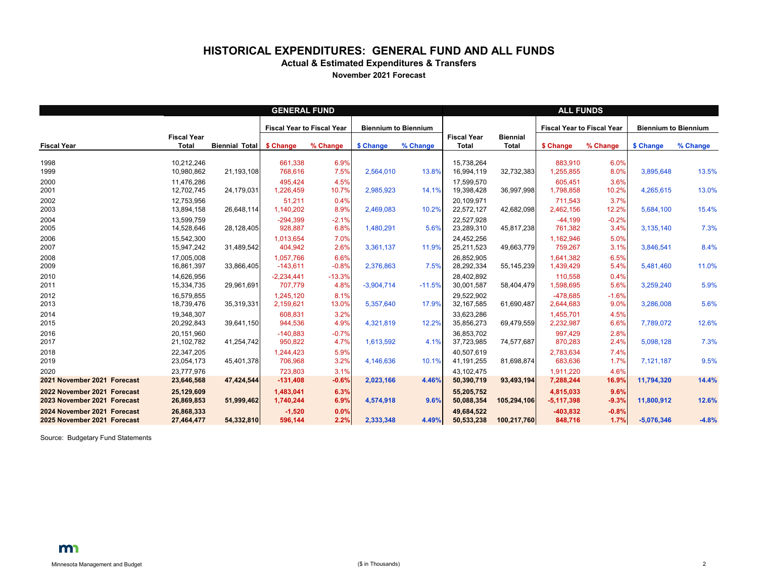# HISTORICAL EXPENDITURES: GENERAL FUND AND ALL FUNDS

**Actual & Estimated Expenditures & Transfers**

**November 2021 Forecast**

| | GENERAL FUND | | | | | | ALL FUNDS | | | | | |
|---|---|---|---|---|---|---|---|---|---|---|---|---|
| | | | Fiscal Year to Fiscal Year | | Biennium to Biennium | | | | Fiscal Year to Fiscal Year | | Biennium to Biennium | |
| Fiscal Year | Fiscal Year Total | Biennial Total | $ Change | % Change | $ Change | % Change | Fiscal Year Total | Biennial Total | $ Change | % Change | $ Change | % Change |
| 1998 | 10,212,246 | | 661,338 | 6.9% | | | 15,738,264 | | 883,910 | 6.0% | | |
| 1999 | 10,980,862 | 21,193,108 | 768,616 | 7.5% | 2,564,010 | 13.8% | 16,994,119 | 32,732,383 | 1,255,855 | 8.0% | 3,895,648 | 13.5% |
| 2000 | 11,476,286 | | 495,424 | 4.5% | | | 17,599,570 | | 605,451 | 3.6% | | |
| 2001 | 12,702,745 | 24,179,031 | 1,226,459 | 10.7% | 2,985,923 | 14.1% | 19,398,428 | 36,997,998 | 1,798,858 | 10.2% | 4,265,615 | 13.0% |
| 2002 | 12,753,956 | | 51,211 | 0.4% | | | 20,109,971 | | 711,543 | 3.7% | | |
| 2003 | 13,894,158 | 26,648,114 | 1,140,202 | 8.9% | 2,469,083 | 10.2% | 22,572,127 | 42,682,098 | 2,462,156 | 12.2% | 5,684,100 | 15.4% |
| 2004 | 13,599,759 | | -294,399 | -2.1% | | | 22,527,928 | | -44,199 | -0.2% | | |
| 2005 | 14,528,646 | 28,128,405 | 928,887 | 6.8% | 1,480,291 | 5.6% | 23,289,310 | 45,817,238 | 761,382 | 3.4% | 3,135,140 | 7.3% |
| 2006 | 15,542,300 | | 1,013,654 | 7.0% | | | 24,452,256 | | 1,162,946 | 5.0% | | |
| 2007 | 15,947,242 | 31,489,542 | 404,942 | 2.6% | 3,361,137 | 11.9% | 25,211,523 | 49,663,779 | 759,267 | 3.1% | 3,846,541 | 8.4% |
| 2008 | 17,005,008 | | 1,057,766 | 6.6% | | | 26,852,905 | | 1,641,382 | 6.5% | | |
| 2009 | 16,861,397 | 33,866,405 | -143,611 | -0.8% | 2,376,863 | 7.5% | 28,292,334 | 55,145,239 | 1,439,429 | 5.4% | 5,481,460 | 11.0% |
| 2010 | 14,626,956 | | -2,234,441 | -13.3% | | | 28,402,892 | | 110,558 | 0.4% | | |
| 2011 | 15,334,735 | 29,961,691 | 707,779 | 4.8% | -3,904,714 | -11.5% | 30,001,587 | 58,404,479 | 1,598,695 | 5.6% | 3,259,240 | 5.9% |
| 2012 | 16,579,855 | | 1,245,120 | 8.1% | | | 29,522,902 | | -478,685 | -1.6% | | |
| 2013 | 18,739,476 | 35,319,331 | 2,159,621 | 13.0% | 5,357,640 | 17.9% | 32,167,585 | 61,690,487 | 2,644,683 | 9.0% | 3,286,008 | 5.6% |
| 2014 | 19,348,307 | | 608,831 | 3.2% | | | 33,623,286 | | 1,455,701 | 4.5% | | |
| 2015 | 20,292,843 | 39,641,150 | 944,536 | 4.9% | 4,321,819 | 12.2% | 35,856,273 | 69,479,559 | 2,232,987 | 6.6% | 7,789,072 | 12.6% |
| 2016 | 20,151,960 | | -140,883 | -0.7% | | | 36,853,702 | | 997,429 | 2.8% | | |
| 2017 | 21,102,782 | 41,254,742 | 950,822 | 4.7% | 1,613,592 | 4.1% | 37,723,985 | 74,577,687 | 870,283 | 2.4% | 5,098,128 | 7.3% |
| 2018 | 22,347,205 | | 1,244,423 | 5.9% | | | 40,507,619 | | 2,783,634 | 7.4% | | |
| 2019 | 23,054,173 | 45,401,378 | 706,968 | 3.2% | 4,146,636 | 10.1% | 41,191,255 | 81,698,874 | 683,636 | 1.7% | 7,121,187 | 9.5% |
| 2020 | 23,777,976 | | 723,803 | 3.1% | | | 43,102,475 | | 1,911,220 | 4.6% | | |
| **2021 November 2021 Forecast** | **23,646,568** | **47,424,544** | **-131,408** | **-0.6%** | **2,023,166** | **4.46%** | **50,390,719** | **93,493,194** | **7,288,244** | **16.9%** | **11,794,320** | **14.4%** |
| **2022 November 2021 Forecast** | **25,129,609** | | **1,483,041** | **6.3%** | | | **55,205,752** | | **4,815,033** | **9.6%** | | |
| **2023 November 2021 Forecast** | **26,869,853** | **51,999,462** | **1,740,244** | **6.9%** | **4,574,918** | **9.6%** | **50,088,354** | **105,294,106** | **-5,117,398** | **-9.3%** | **11,800,912** | **12.6%** |
| **2024 November 2021 Forecast** | **26,868,333** | | **-1,520** | **0.0%** | | | **49,684,522** | | **-403,832** | **-0.8%** | | |
| **2025 November 2021 Forecast** | **27,464,477** | **54,332,810** | **596,144** | **2.2%** | **2,333,348** | **4.49%** | **50,533,238** | **100,217,760** | **848,716** | **1.7%** | **-5,076,346** | **-4.8%** |

Source: Budgetary Fund Statements

Minnesota Management and Budget

($ in Thousands)